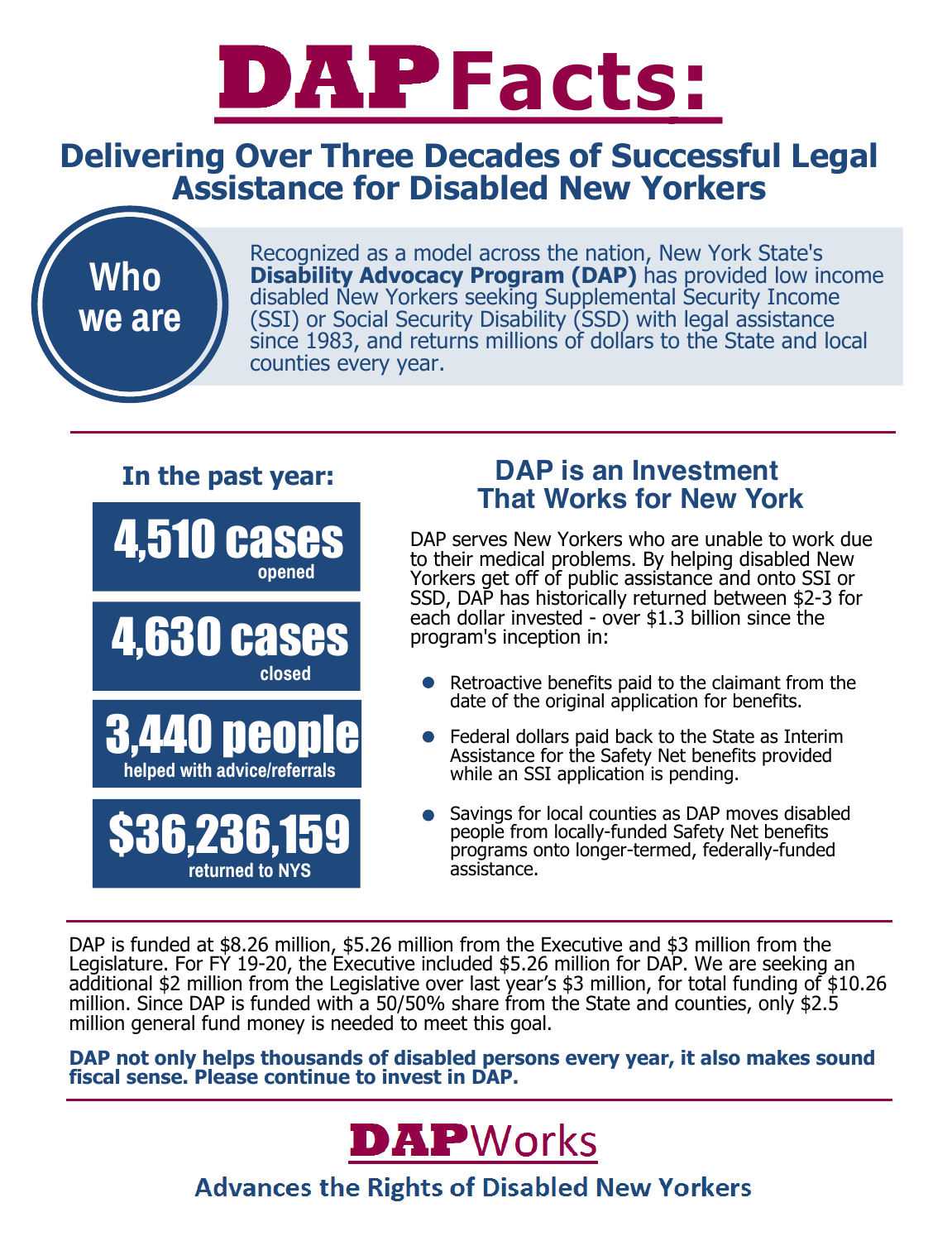# DAP Facts:

## Delivering Over Three Decades of Successful Legal Assistance for Disabled New Yorkers

### Who we are

Recognized as a model across the nation, New York State's **Disability Advocacy Program (DAP)** has provided low income disabled New Yorkers seeking Supplemental Security Income (SSI) or Social Security Disability (SSD) with legal assistance since 1983, and returns millions of dollars to the State and local counties every year.

---

### In the past year:

**4,510 cases** opened

**4,630 cases** closed

**3,440 people** helped with advice/referrals

**$36,236,159** returned to NYS

### DAP is an Investment That Works for New York

DAP serves New Yorkers who are unable to work due to their medical problems. By helping disabled New Yorkers get off of public assistance and onto SSI or SSD, DAP has historically returned between $2-3 for each dollar invested - over $1.3 billion since the program's inception in:

- Retroactive benefits paid to the claimant from the date of the original application for benefits.
- Federal dollars paid back to the State as Interim Assistance for the Safety Net benefits provided while an SSI application is pending.
- Savings for local counties as DAP moves disabled people from locally-funded Safety Net benefits programs onto longer-termed, federally-funded assistance.

---

DAP is funded at $8.26 million, $5.26 million from the Executive and $3 million from the Legislature. For FY 19-20, the Executive included $5.26 million for DAP. We are seeking an additional $2 million from the Legislative over last year's $3 million, for total funding of $10.26 million. Since DAP is funded with a 50/50% share from the State and counties, only $2.5 million general fund money is needed to meet this goal.

**DAP not only helps thousands of disabled persons every year, it also makes sound fiscal sense. Please continue to invest in DAP.**

---

## DAPWorks

### Advances the Rights of Disabled New Yorkers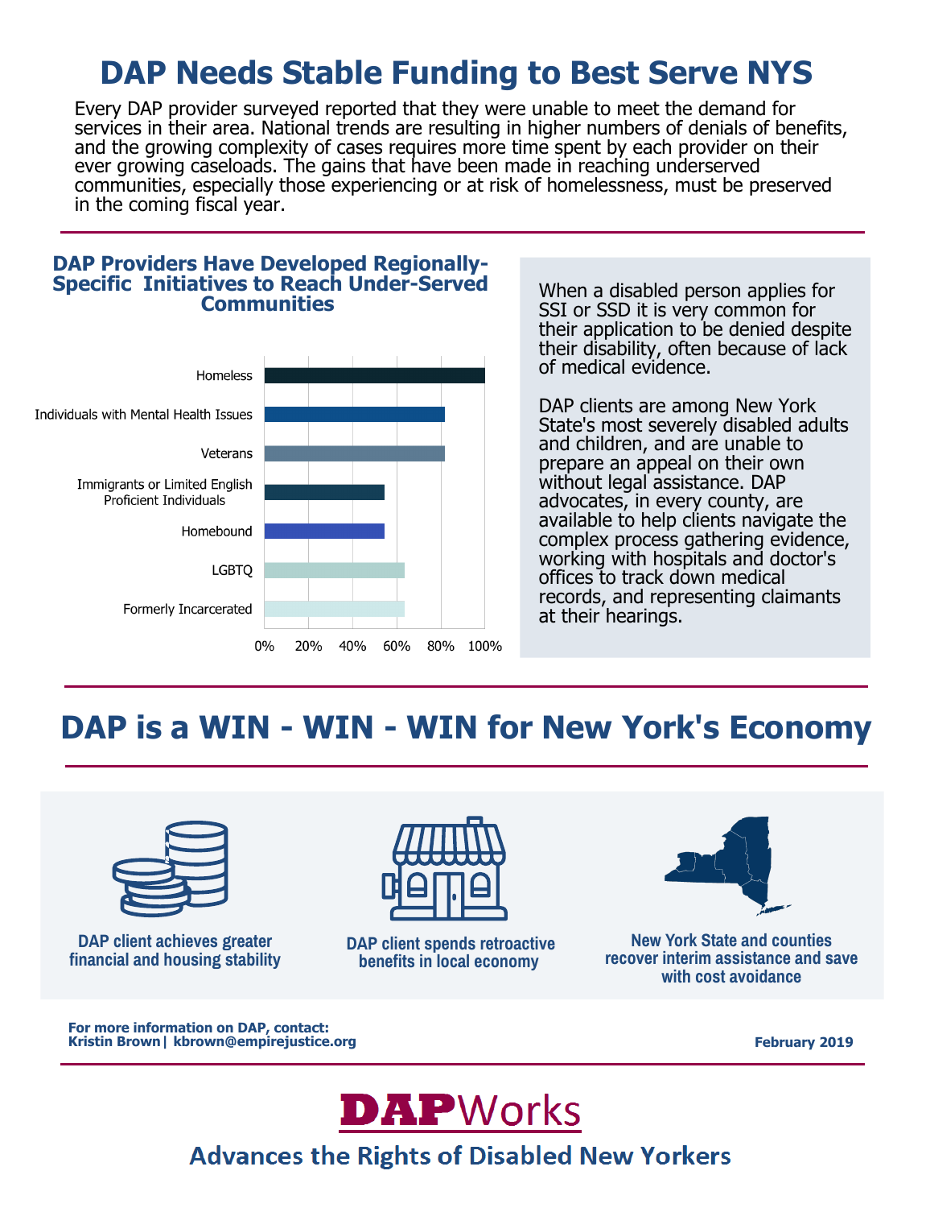# DAP Needs Stable Funding to Best Serve NYS

Every DAP provider surveyed reported that they were unable to meet the demand for services in their area. National trends are resulting in higher numbers of denials of benefits, and the growing complexity of cases requires more time spent by each provider on their ever growing caseloads. The gains that have been made in reaching underserved communities, especially those experiencing or at risk of homelessness, must be preserved in the coming fiscal year.

### DAP Providers Have Developed Regionally-Specific Initiatives to Reach Under-Served Communities

Homeless
Individuals with Mental Health Issues
Veterans
Immigrants or Limited English Proficient Individuals
Homebound
LGBTQ
Formerly Incarcerated

0% 20% 40% 60% 80% 100%

When a disabled person applies for SSI or SSD it is very common for their application to be denied despite their disability, often because of lack of medical evidence.

DAP clients are among New York State's most severely disabled adults and children, and are unable to prepare an appeal on their own without legal assistance. DAP advocates, in every county, are available to help clients navigate the complex process gathering evidence, working with hospitals and doctor's offices to track down medical records, and representing claimants at their hearings.

# DAP is a WIN - WIN - WIN for New York's Economy

**DAP client achieves greater financial and housing stability**

**DAP client spends retroactive benefits in local economy**

**New York State and counties recover interim assistance and save with cost avoidance**

**For more information on DAP, contact:**
**Kristin Brown | kbrown@empirejustice.org**

**February 2019**

**DAPWorks**

## Advances the Rights of Disabled New Yorkers